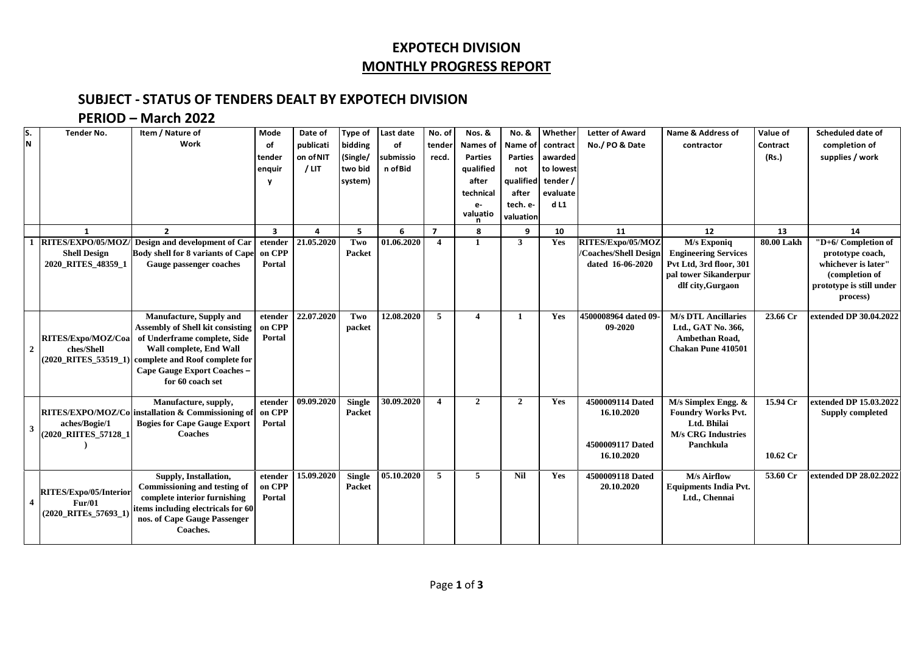# EXPOTECH DIVISION

## MONTHLY PROGRESS REPORT

### SUBJECT - STATUS OF TENDERS DEALT BY EXPOTECH DIVISION

### PERIOD – March 2022

| S. N | Tender No. | Item / Nature of Work | Mode of tender enquiry | Date of publication of NIT / LIT | Type of bidding (Single/ two bid system) | Last date of submission of Bid | No. of tender recd. | Nos. & Names of Parties qualified after technical e-valuation | No. & Name of Parties not qualified after tech. e-valuation | Whether contract awarded to lowest tender / evaluated L1 | Letter of Award No./ PO & Date | Name & Address of contractor | Value of Contract (Rs.) | Scheduled date of completion of supplies / work |
|---|---|---|---|---|---|---|---|---|---|---|---|---|---|---|
| | 1 | 2 | 3 | 4 | 5 | 6 | 7 | 8 | 9 | 10 | 11 | 12 | 13 | 14 |
| 1 | RITES/EXPO/05/MOZ/ Shell Design 2020_RITES_48359_1 | Design and development of Car Body shell for 8 variants of Cape Gauge passenger coaches | etender on CPP Portal | 21.05.2020 | Two Packet | 01.06.2020 | 4 | 1 | 3 | Yes | RITES/Expo/05/MOZ /Coaches/Shell Design dated 16-06-2020 | M/s Exponiq Engineering Services Pvt Ltd, 3rd floor, 301 pal tower Sikanderpur dlf city,Gurgaon | 80.00 Lakh | "D+6/ Completion of prototype coach, whichever is later" (completion of prototype is still under process) |
| 2 | RITES/Expo/MOZ/Coaches/Shell (2020_RITES_53519_1) | Manufacture, Supply and Assembly of Shell kit consisting of Underframe complete, Side Wall complete, End Wall complete and Roof complete for Cape Gauge Export Coaches – for 60 coach set | etender on CPP Portal | 22.07.2020 | Two packet | 12.08.2020 | 5 | 4 | 1 | Yes | 4500008964 dated 09-09-2020 | M/s DTL Ancillaries Ltd., GAT No. 366, Ambethan Road, Chakan Pune 410501 | 23.66 Cr | extended DP 30.04.2022 |
| 3 | RITES/EXPO/MOZ/Coaches/Bogie/1 (2020_RIITES_57128_1) | Manufacture, supply, installation & Commissioning of Bogies for Cape Gauge Export Coaches | etender on CPP Portal | 09.09.2020 | Single Packet | 30.09.2020 | 4 | 2 | 2 | Yes | 4500009114 Dated 16.10.2020<br>4500009117 Dated 16.10.2020 | M/s Simplex Engg. & Foundry Works Pvt. Ltd. Bhilai<br>M/s CRG Industries Panchkula | 15.94 Cr<br>10.62 Cr | extended DP 15.03.2022 Supply completed |
| 4 | RITES/Expo/05/Interior Fur/01 (2020_RITEs_57693_1) | Supply, Installation, Commissioning and testing of complete interior furnishing items including electricals for 60 nos. of Cape Gauge Passenger Coaches. | etender on CPP Portal | 15.09.2020 | Single Packet | 05.10.2020 | 5 | 5 | Nil | Yes | 4500009118 Dated 20.10.2020 | M/s Airflow Equipments India Pvt. Ltd., Chennai | 53.60 Cr | extended DP 28.02.2022 |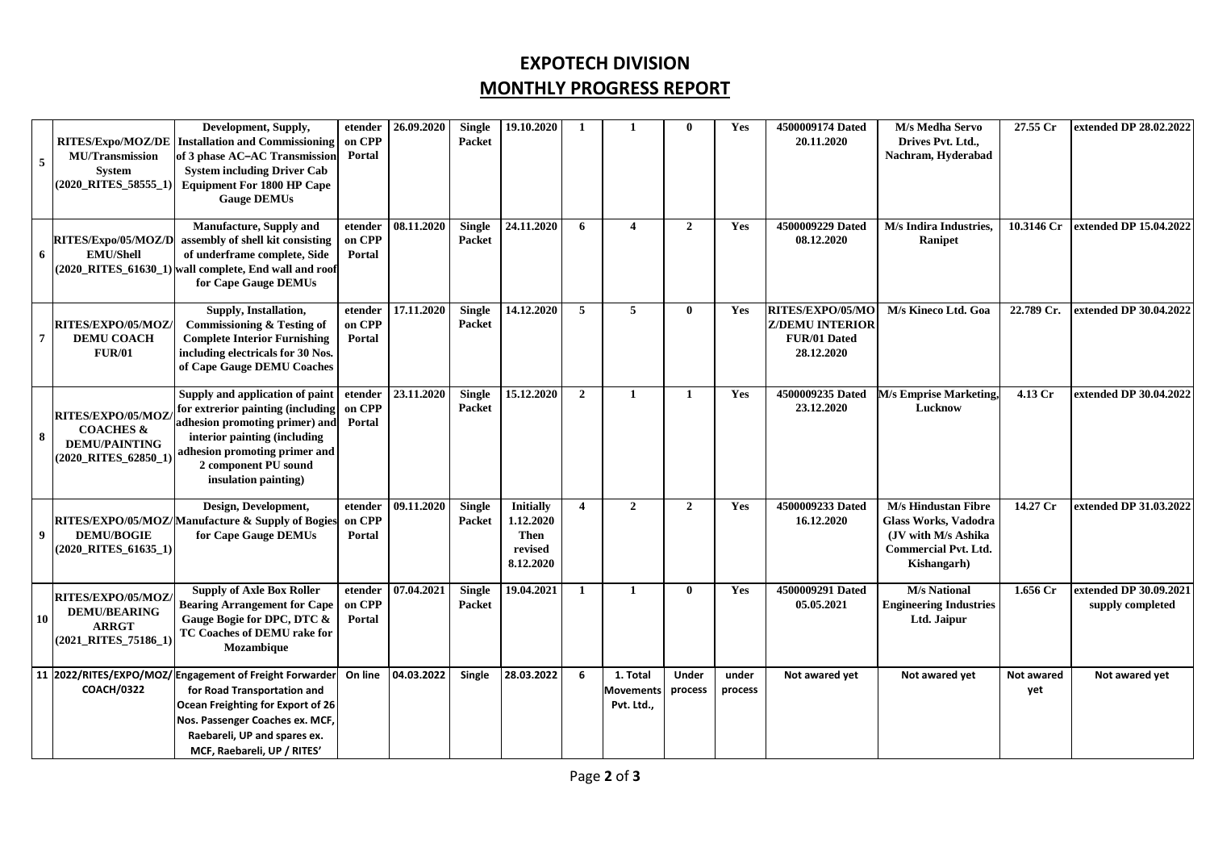# EXPOTECH DIVISION

## MONTHLY PROGRESS REPORT

| | | | | | | | | | | | | | | |
|---|---|---|---|---|---|---|---|---|---|---|---|---|---|---|
| 5 | RITES/Expo/MOZ/DEMU/Transmission System (2020_RITES_58555_1) | Development, Supply, Installation and Commissioning of 3 phase AC–AC Transmission System including Driver Cab Equipment For 1800 HP Cape Gauge DEMUs | etender on CPP Portal | 26.09.2020 | Single Packet | 19.10.2020 | 1 | 1 | 0 | Yes | 4500009174 Dated 20.11.2020 | M/s Medha Servo Drives Pvt. Ltd., Nachram, Hyderabad | 27.55 Cr | extended DP 28.02.2022 |
| 6 | RITES/Expo/05/MOZ/DEMU/Shell (2020_RITES_61630_1) | Manufacture, Supply and assembly of shell kit consisting of underframe complete, Side wall complete, End wall and roof for Cape Gauge DEMUs | etender on CPP Portal | 08.11.2020 | Single Packet | 24.11.2020 | 6 | 4 | 2 | Yes | 4500009229 Dated 08.12.2020 | M/s Indira Industries, Ranipet | 10.3146 Cr | extended DP 15.04.2022 |
| 7 | RITES/EXPO/05/MOZ/DEMU COACH FUR/01 | Supply, Installation, Commissioning & Testing of Complete Interior Furnishing including electricals for 30 Nos. of Cape Gauge DEMU Coaches | etender on CPP Portal | 17.11.2020 | Single Packet | 14.12.2020 | 5 | 5 | 0 | Yes | RITES/EXPO/05/MOZ/DEMU INTERIOR FUR/01 Dated 28.12.2020 | M/s Kineco Ltd. Goa | 22.789 Cr. | extended DP 30.04.2022 |
| 8 | RITES/EXPO/05/MOZ/COACHES & DEMU/PAINTING (2020_RITES_62850_1) | Supply and application of paint for extrerior painting (including adhesion promoting primer) and interior painting (including adhesion promoting primer and 2 component PU sound insulation painting) | etender on CPP Portal | 23.11.2020 | Single Packet | 15.12.2020 | 2 | 1 | 1 | Yes | 4500009235 Dated 23.12.2020 | M/s Emprise Marketing, Lucknow | 4.13 Cr | extended DP 30.04.2022 |
| 9 | RITES/EXPO/05/MOZ/DEMU/BOGIE (2020_RITES_61635_1) | Design, Development, Manufacture & Supply of Bogies for Cape Gauge DEMUs | etender on CPP Portal | 09.11.2020 | Single Packet | Initially 1.12.2020 Then revised 8.12.2020 | 4 | 2 | 2 | Yes | 4500009233 Dated 16.12.2020 | M/s Hindustan Fibre Glass Works, Vadodra (JV with M/s Ashika Commercial Pvt. Ltd. Kishangarh) | 14.27 Cr | extended DP 31.03.2022 |
| 10 | RITES/EXPO/05/MOZ/DEMU/BEARING ARRGT (2021_RITES_75186_1) | Supply of Axle Box Roller Bearing Arrangement for Cape Gauge Bogie for DPC, DTC & TC Coaches of DEMU rake for Mozambique | etender on CPP Portal | 07.04.2021 | Single Packet | 19.04.2021 | 1 | 1 | 0 | Yes | 4500009291 Dated 05.05.2021 | M/s National Engineering Industries Ltd. Jaipur | 1.656 Cr | extended DP 30.09.2021 supply completed |
| 11 | 2022/RITES/EXPO/MOZ/COACH/0322 | Engagement of Freight Forwarder for Road Transportation and Ocean Freighting for Export of 26 Nos. Passenger Coaches ex. MCF, Raebareli, UP and spares ex. MCF, Raebareli, UP / RITES' | On line | 04.03.2022 | Single | 28.03.2022 | 6 | 1. Total Movements Pvt. Ltd., | Under process | under process | Not awared yet | Not awared yet | Not awared yet | Not awared yet |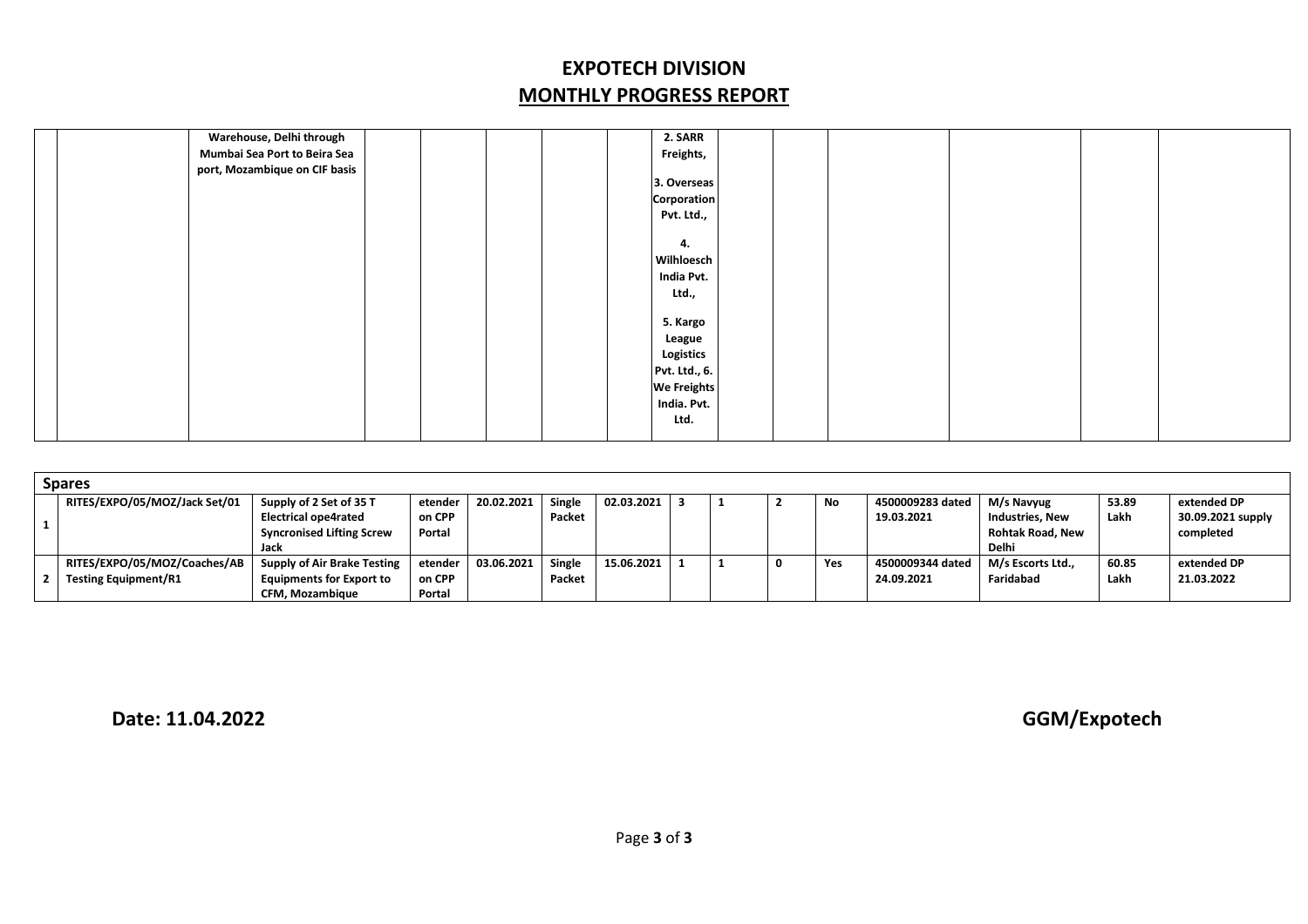# EXPOTECH DIVISION
## MONTHLY PROGRESS REPORT

| | | | | | | | | | | | | | | |
|---|---|---|---|---|---|---|---|---|---|---|---|---|---|---|
| | | Warehouse, Delhi through Mumbai Sea Port to Beira Sea port, Mozambique on CIF basis | | | | | | 2. SARR Freights, 3. Overseas Corporation Pvt. Ltd., 4. Wilhloesch India Pvt. Ltd., 5. Kargo League Logistics Pvt. Ltd., 6. We Freights India. Pvt. Ltd. | | | | | | |

| Spares | | | | | | | | | | | | | | |
|---|---|---|---|---|---|---|---|---|---|---|---|---|---|---|
| 1 | RITES/EXPO/05/MOZ/Jack Set/01 | Supply of 2 Set of 35 T Electrical ope4rated Syncronised Lifting Screw Jack | etender on CPP Portal | 20.02.2021 | Single Packet | 02.03.2021 | 3 | 1 | 2 | No | 4500009283 dated 19.03.2021 | M/s Navyug Industries, New Rohtak Road, New Delhi | 53.89 Lakh | extended DP 30.09.2021 supply completed |
| 2 | RITES/EXPO/05/MOZ/Coaches/AB Testing Equipment/R1 | Supply of Air Brake Testing Equipments for Export to CFM, Mozambique | etender on CPP Portal | 03.06.2021 | Single Packet | 15.06.2021 | 1 | 1 | 0 | Yes | 4500009344 dated 24.09.2021 | M/s Escorts Ltd., Faridabad | 60.85 Lakh | extended DP 21.03.2022 |

**Date: 11.04.2022** **GGM/Expotech**